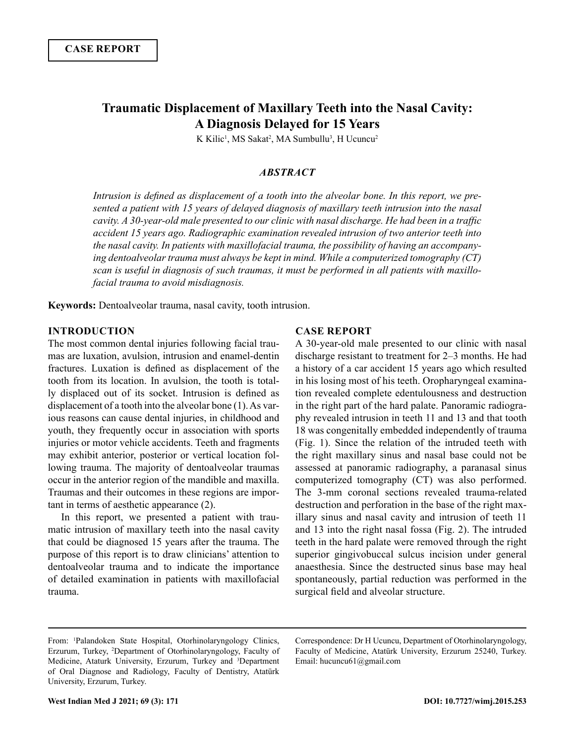CASE REPORT

# Traumatic Displacement of Maxillary Teeth into the Nasal Cavity: A Diagnosis Delayed for 15 Years

K Kilic[1], MS Sakat[2], MA Sumbullu[3], H Ucuncu[2]

## *ABSTRACT*

*Intrusion is defined as displacement of a tooth into the alveolar bone. In this report, we presented a patient with 15 years of delayed diagnosis of maxillary teeth intrusion into the nasal cavity. A 30-year-old male presented to our clinic with nasal discharge. He had been in a traffic accident 15 years ago. Radiographic examination revealed intrusion of two anterior teeth into the nasal cavity. In patients with maxillofacial trauma, the possibility of having an accompanying dentoalveolar trauma must always be kept in mind. While a computerized tomography (CT) scan is useful in diagnosis of such traumas, it must be performed in all patients with maxillofacial trauma to avoid misdiagnosis.*

**Keywords:** Dentoalveolar trauma, nasal cavity, tooth intrusion.

## INTRODUCTION

The most common dental injuries following facial traumas are luxation, avulsion, intrusion and enamel-dentin fractures. Luxation is defined as displacement of the tooth from its location. In avulsion, the tooth is totally displaced out of its socket. Intrusion is defined as displacement of a tooth into the alveolar bone (1). As various reasons can cause dental injuries, in childhood and youth, they frequently occur in association with sports injuries or motor vehicle accidents. Teeth and fragments may exhibit anterior, posterior or vertical location following trauma. The majority of dentoalveolar traumas occur in the anterior region of the mandible and maxilla. Traumas and their outcomes in these regions are important in terms of aesthetic appearance (2).

In this report, we presented a patient with traumatic intrusion of maxillary teeth into the nasal cavity that could be diagnosed 15 years after the trauma. The purpose of this report is to draw clinicians' attention to dentoalveolar trauma and to indicate the importance of detailed examination in patients with maxillofacial trauma.

## CASE REPORT

A 30-year-old male presented to our clinic with nasal discharge resistant to treatment for 2–3 months. He had a history of a car accident 15 years ago which resulted in his losing most of his teeth. Oropharyngeal examination revealed complete edentulousness and destruction in the right part of the hard palate. Panoramic radiography revealed intrusion in teeth 11 and 13 and that tooth 18 was congenitally embedded independently of trauma (Fig. 1). Since the relation of the intruded teeth with the right maxillary sinus and nasal base could not be assessed at panoramic radiography, a paranasal sinus computerized tomography (CT) was also performed. The 3-mm coronal sections revealed trauma-related destruction and perforation in the base of the right maxillary sinus and nasal cavity and intrusion of teeth 11 and 13 into the right nasal fossa (Fig. 2). The intruded teeth in the hard palate were removed through the right superior gingivobuccal sulcus incision under general anaesthesia. Since the destructed sinus base may heal spontaneously, partial reduction was performed in the surgical field and alveolar structure.

From: [1]Palandoken State Hospital, Otorhinolaryngology Clinics, Erzurum, Turkey, [2]Department of Otorhinolaryngology, Faculty of Medicine, Ataturk University, Erzurum, Turkey and [3]Department of Oral Diagnose and Radiology, Faculty of Dentistry, Atatürk University, Erzurum, Turkey.

Correspondence: Dr H Ucuncu, Department of Otorhinolaryngology, Faculty of Medicine, Atatürk University, Erzurum 25240, Turkey. Email: hucuncu61@gmail.com

DOI: 10.7727/wimj.2015.253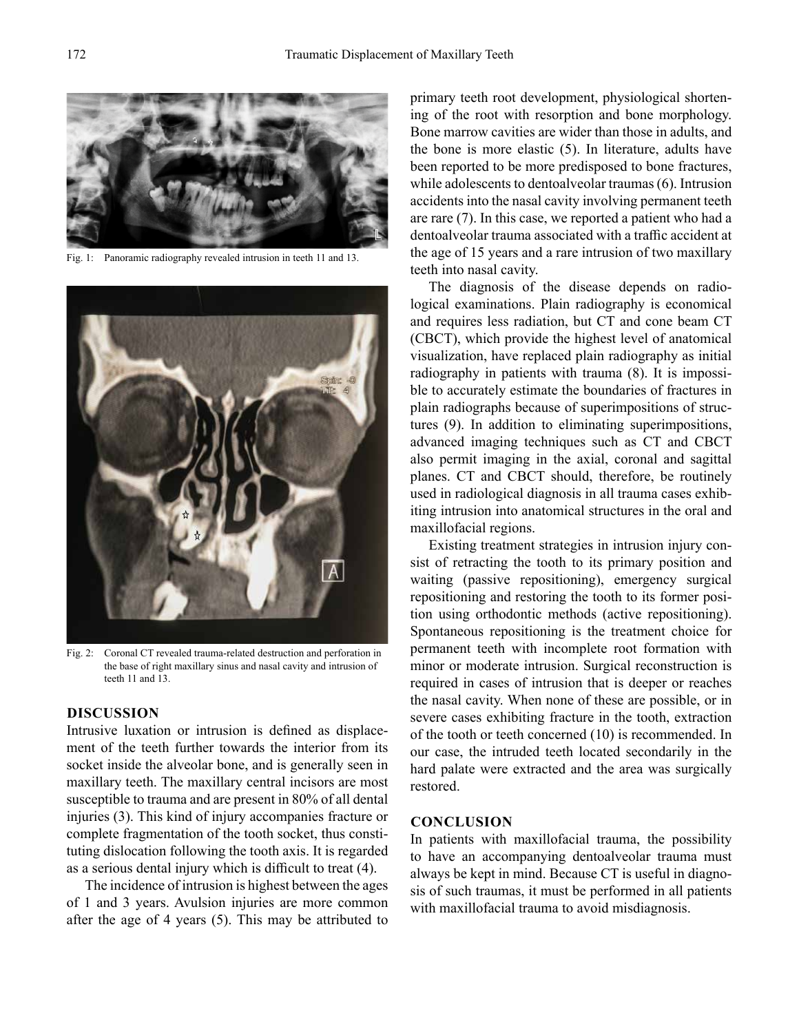Fig. 1: Panoramic radiography revealed intrusion in teeth 11 and 13.

Fig. 2: Coronal CT revealed trauma-related destruction and perforation in the base of right maxillary sinus and nasal cavity and intrusion of teeth 11 and 13.

## DISCUSSION

Intrusive luxation or intrusion is defined as displacement of the teeth further towards the interior from its socket inside the alveolar bone, and is generally seen in maxillary teeth. The maxillary central incisors are most susceptible to trauma and are present in 80% of all dental injuries (3). This kind of injury accompanies fracture or complete fragmentation of the tooth socket, thus constituting dislocation following the tooth axis. It is regarded as a serious dental injury which is difficult to treat (4).

The incidence of intrusion is highest between the ages of 1 and 3 years. Avulsion injuries are more common after the age of 4 years (5). This may be attributed to primary teeth root development, physiological shortening of the root with resorption and bone morphology. Bone marrow cavities are wider than those in adults, and the bone is more elastic (5). In literature, adults have been reported to be more predisposed to bone fractures, while adolescents to dentoalveolar traumas (6). Intrusion accidents into the nasal cavity involving permanent teeth are rare (7). In this case, we reported a patient who had a dentoalveolar trauma associated with a traffic accident at the age of 15 years and a rare intrusion of two maxillary teeth into nasal cavity.

The diagnosis of the disease depends on radiological examinations. Plain radiography is economical and requires less radiation, but CT and cone beam CT (CBCT), which provide the highest level of anatomical visualization, have replaced plain radiography as initial radiography in patients with trauma (8). It is impossible to accurately estimate the boundaries of fractures in plain radiographs because of superimpositions of structures (9). In addition to eliminating superimpositions, advanced imaging techniques such as CT and CBCT also permit imaging in the axial, coronal and sagittal planes. CT and CBCT should, therefore, be routinely used in radiological diagnosis in all trauma cases exhibiting intrusion into anatomical structures in the oral and maxillofacial regions.

Existing treatment strategies in intrusion injury consist of retracting the tooth to its primary position and waiting (passive repositioning), emergency surgical repositioning and restoring the tooth to its former position using orthodontic methods (active repositioning). Spontaneous repositioning is the treatment choice for permanent teeth with incomplete root formation with minor or moderate intrusion. Surgical reconstruction is required in cases of intrusion that is deeper or reaches the nasal cavity. When none of these are possible, or in severe cases exhibiting fracture in the tooth, extraction of the tooth or teeth concerned (10) is recommended. In our case, the intruded teeth located secondarily in the hard palate were extracted and the area was surgically restored.

## CONCLUSION

In patients with maxillofacial trauma, the possibility to have an accompanying dentoalveolar trauma must always be kept in mind. Because CT is useful in diagnosis of such traumas, it must be performed in all patients with maxillofacial trauma to avoid misdiagnosis.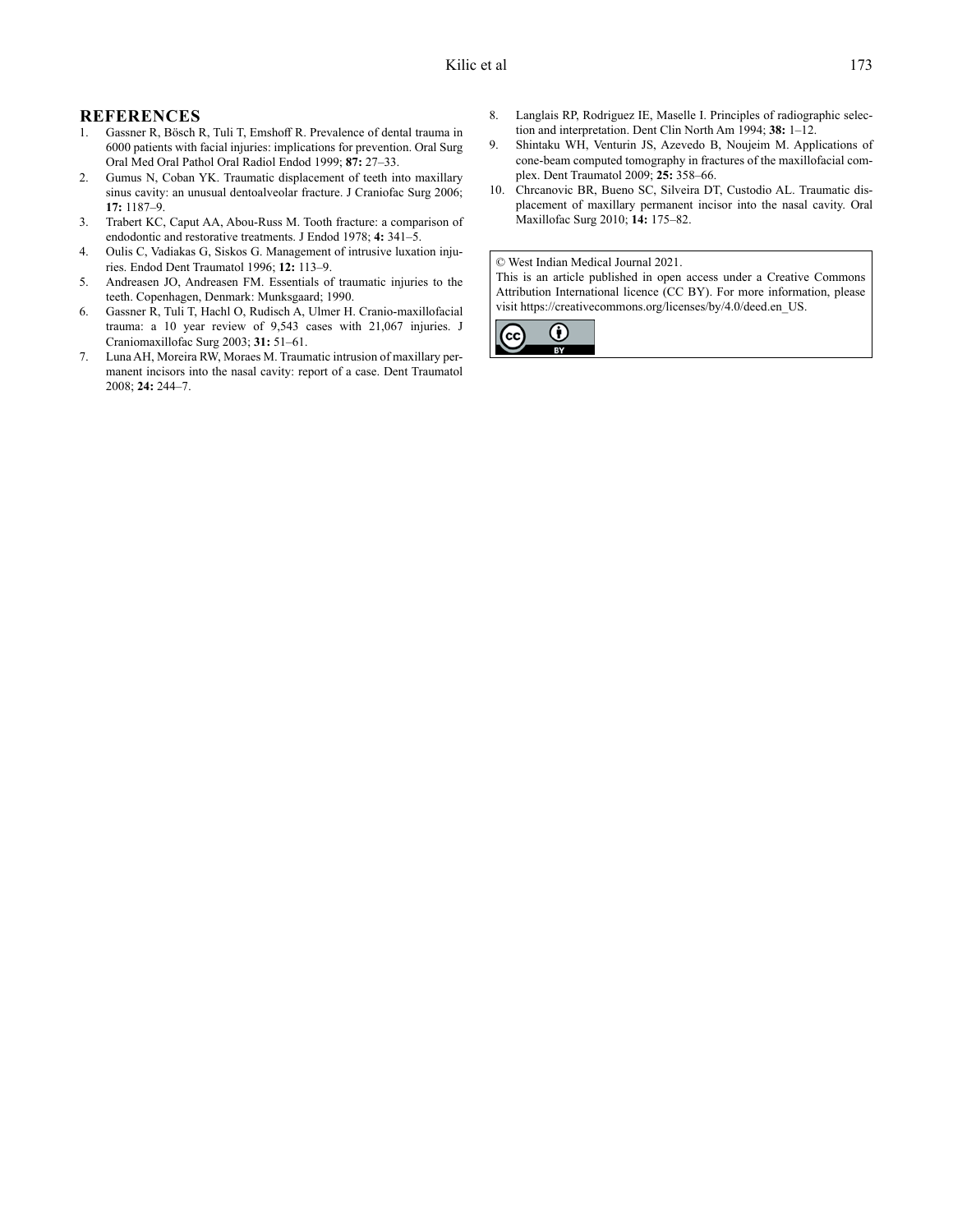## REFERENCES

1. Gassner R, Bösch R, Tuli T, Emshoff R. Prevalence of dental trauma in 6000 patients with facial injuries: implications for prevention. Oral Surg Oral Med Oral Pathol Oral Radiol Endod 1999; **87:** 27–33.
2. Gumus N, Coban YK. Traumatic displacement of teeth into maxillary sinus cavity: an unusual dentoalveolar fracture. J Craniofac Surg 2006; **17:** 1187–9.
3. Trabert KC, Caput AA, Abou-Russ M. Tooth fracture: a comparison of endodontic and restorative treatments. J Endod 1978; **4:** 341–5.
4. Oulis C, Vadiakas G, Siskos G. Management of intrusive luxation injuries. Endod Dent Traumatol 1996; **12:** 113–9.
5. Andreasen JO, Andreasen FM. Essentials of traumatic injuries to the teeth. Copenhagen, Denmark: Munksgaard; 1990.
6. Gassner R, Tuli T, Hachl O, Rudisch A, Ulmer H. Cranio-maxillofacial trauma: a 10 year review of 9,543 cases with 21,067 injuries. J Craniomaxillofac Surg 2003; **31:** 51–61.
7. Luna AH, Moreira RW, Moraes M. Traumatic intrusion of maxillary permanent incisors into the nasal cavity: report of a case. Dent Traumatol 2008; **24:** 244–7.
8. Langlais RP, Rodriguez IE, Maselle I. Principles of radiographic selection and interpretation. Dent Clin North Am 1994; **38:** 1–12.
9. Shintaku WH, Venturin JS, Azevedo B, Noujeim M. Applications of cone-beam computed tomography in fractures of the maxillofacial complex. Dent Traumatol 2009; **25:** 358–66.
10. Chrcanovic BR, Bueno SC, Silveira DT, Custodio AL. Traumatic displacement of maxillary permanent incisor into the nasal cavity. Oral Maxillofac Surg 2010; **14:** 175–82.

© West Indian Medical Journal 2021.
This is an article published in open access under a Creative Commons Attribution International licence (CC BY). For more information, please visit https://creativecommons.org/licenses/by/4.0/deed.en_US.